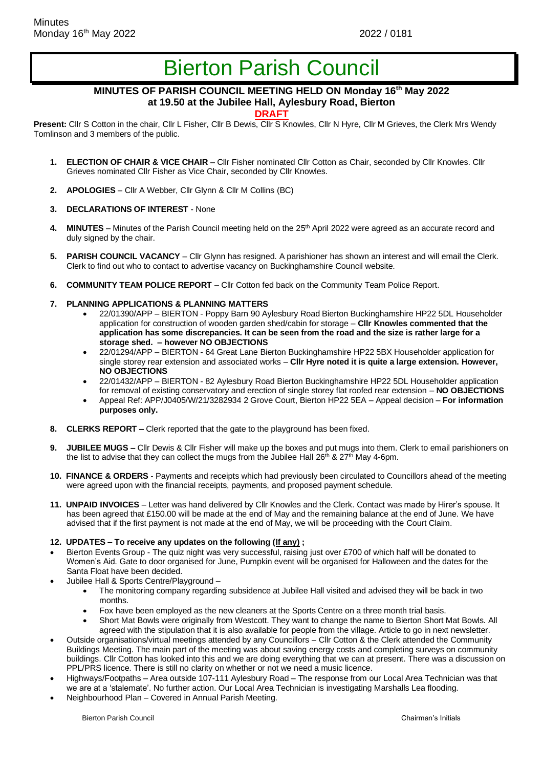# Bierton Parish Council

## MINUTES OF PARISH COUNCIL MEETING HELD ON Monday 16th May 2022 at 19.50 at the Jubilee Hall, Aylesbury Road, Bierton

**DRAFT**

**Present:** Cllr S Cotton in the chair, Cllr L Fisher, Cllr B Dewis, Cllr S Knowles, Cllr N Hyre, Cllr M Grieves, the Clerk Mrs Wendy Tomlinson and 3 members of the public.

1. **ELECTION OF CHAIR & VICE CHAIR** – Cllr Fisher nominated Cllr Cotton as Chair, seconded by Cllr Knowles. Cllr Grieves nominated Cllr Fisher as Vice Chair, seconded by Cllr Knowles.

2. **APOLOGIES** – Cllr A Webber, Cllr Glynn & Cllr M Collins (BC)

3. **DECLARATIONS OF INTEREST** - None

4. **MINUTES** – Minutes of the Parish Council meeting held on the 25th April 2022 were agreed as an accurate record and duly signed by the chair.

5. **PARISH COUNCIL VACANCY** – Cllr Glynn has resigned. A parishioner has shown an interest and will email the Clerk. Clerk to find out who to contact to advertise vacancy on Buckinghamshire Council website.

6. **COMMUNITY TEAM POLICE REPORT** – Cllr Cotton fed back on the Community Team Police Report.

7. **PLANNING APPLICATIONS & PLANNING MATTERS**
   - 22/01390/APP – BIERTON - Poppy Barn 90 Aylesbury Road Bierton Buckinghamshire HP22 5DL Householder application for construction of wooden garden shed/cabin for storage – **Cllr Knowles commented that the application has some discrepancies. It can be seen from the road and the size is rather large for a storage shed. – however NO OBJECTIONS**
   - 22/01294/APP – BIERTON - 64 Great Lane Bierton Buckinghamshire HP22 5BX Householder application for single storey rear extension and associated works – **Cllr Hyre noted it is quite a large extension. However, NO OBJECTIONS**
   - 22/01432/APP – BIERTON - 82 Aylesbury Road Bierton Buckinghamshire HP22 5DL Householder application for removal of existing conservatory and erection of single storey flat roofed rear extension – **NO OBJECTIONS**
   - Appeal Ref: APP/J0405/W/21/3282934 2 Grove Court, Bierton HP22 5EA – Appeal decision – **For information purposes only.**

8. **CLERKS REPORT –** Clerk reported that the gate to the playground has been fixed.

9. **JUBILEE MUGS –** Cllr Dewis & Cllr Fisher will make up the boxes and put mugs into them. Clerk to email parishioners on the list to advise that they can collect the mugs from the Jubilee Hall 26th & 27th May 4-6pm.

10. **FINANCE & ORDERS** - Payments and receipts which had previously been circulated to Councillors ahead of the meeting were agreed upon with the financial receipts, payments, and proposed payment schedule.

11. **UNPAID INVOICES** – Letter was hand delivered by Cllr Knowles and the Clerk. Contact was made by Hirer's spouse. It has been agreed that £150.00 will be made at the end of May and the remaining balance at the end of June. We have advised that if the first payment is not made at the end of May, we will be proceeding with the Court Claim.

12. **UPDATES – To receive any updates on the following (If any) ;**

- Bierton Events Group - The quiz night was very successful, raising just over £700 of which half will be donated to Women's Aid. Gate to door organised for June, Pumpkin event will be organised for Halloween and the dates for the Santa Float have been decided.
- Jubilee Hall & Sports Centre/Playground –
  - The monitoring company regarding subsidence at Jubilee Hall visited and advised they will be back in two months.
  - Fox have been employed as the new cleaners at the Sports Centre on a three month trial basis.
  - Short Mat Bowls were originally from Westcott. They want to change the name to Bierton Short Mat Bowls. All agreed with the stipulation that it is also available for people from the village. Article to go in next newsletter.
- Outside organisations/virtual meetings attended by any Councillors – Cllr Cotton & the Clerk attended the Community Buildings Meeting. The main part of the meeting was about saving energy costs and completing surveys on community buildings. Cllr Cotton has looked into this and we are doing everything that we can at present. There was a discussion on PPL/PRS licence. There is still no clarity on whether or not we need a music licence.
- Highways/Footpaths – Area outside 107-111 Aylesbury Road – The response from our Local Area Technician was that we are at a 'stalemate'. No further action. Our Local Area Technician is investigating Marshalls Lea flooding.
- Neighbourhood Plan – Covered in Annual Parish Meeting.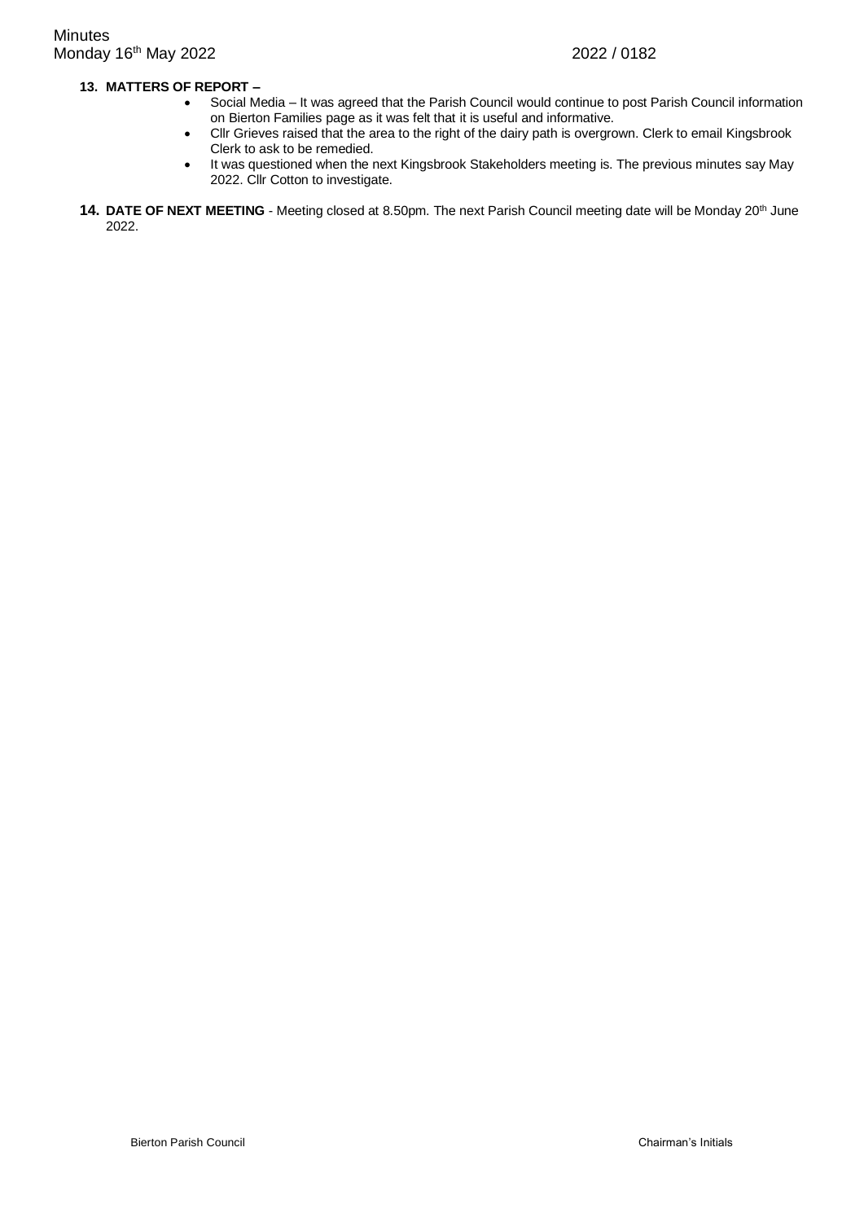**13. MATTERS OF REPORT –**

- Social Media – It was agreed that the Parish Council would continue to post Parish Council information on Bierton Families page as it was felt that it is useful and informative.
- Cllr Grieves raised that the area to the right of the dairy path is overgrown. Clerk to email Kingsbrook Clerk to ask to be remedied.
- It was questioned when the next Kingsbrook Stakeholders meeting is. The previous minutes say May 2022. Cllr Cotton to investigate.

**14. DATE OF NEXT MEETING** - Meeting closed at 8.50pm. The next Parish Council meeting date will be Monday 20th June 2022.